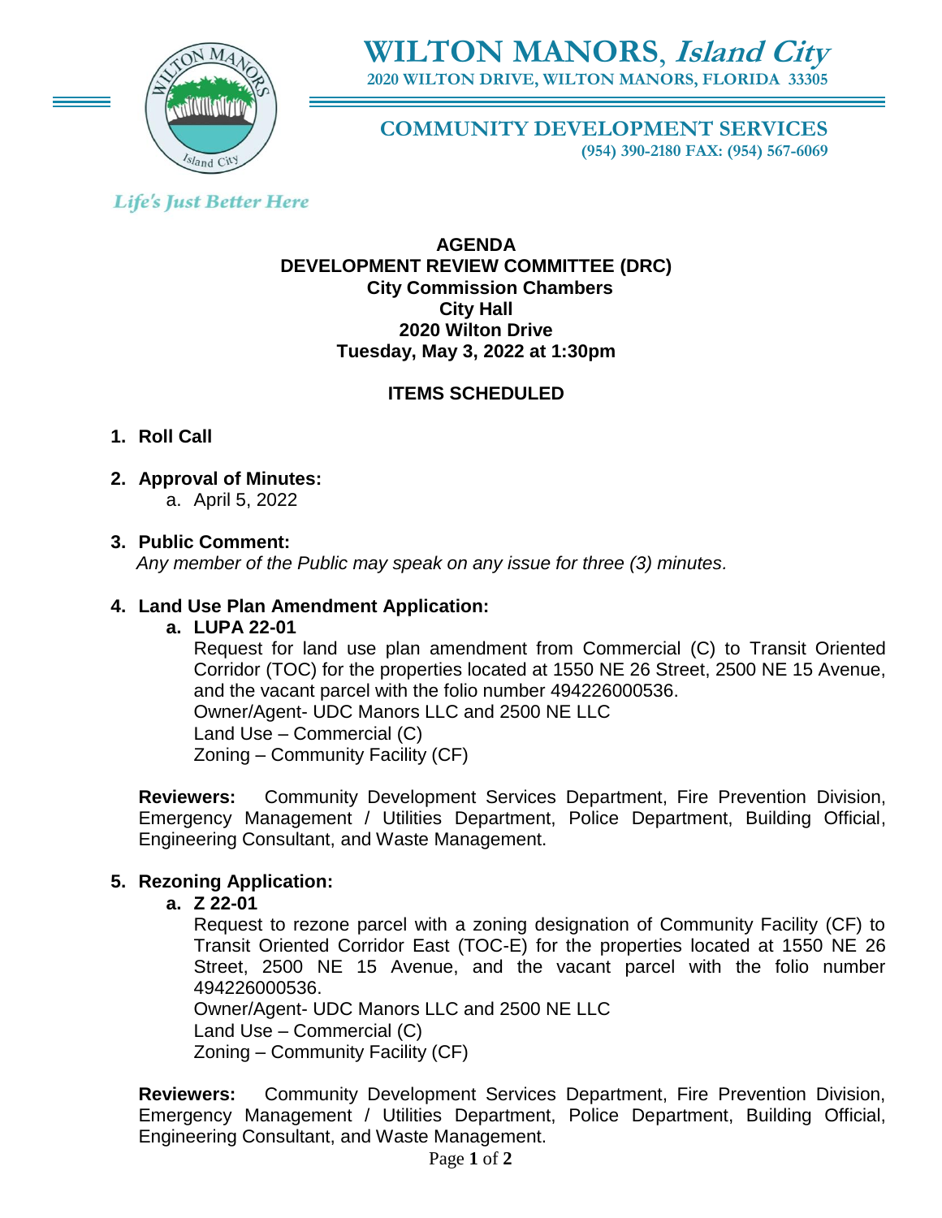# WILTON MANORS, *Island City*

**2020 WILTON DRIVE, WILTON MANORS, FLORIDA 33305**

## COMMUNITY DEVELOPMENT SERVICES

**(954) 390-2180 FAX: (954) 567-6069**

*Life's Just Better Here*

**AGENDA**
**DEVELOPMENT REVIEW COMMITTEE (DRC)**
**City Commission Chambers**
**City Hall**
**2020 Wilton Drive**
**Tuesday, May 3, 2022 at 1:30pm**

**ITEMS SCHEDULED**

1. **Roll Call**

2. **Approval of Minutes:**
   a. April 5, 2022

3. **Public Comment:**
   *Any member of the Public may speak on any issue for three (3) minutes.*

4. **Land Use Plan Amendment Application:**
   a. **LUPA 22-01**
      Request for land use plan amendment from Commercial (C) to Transit Oriented Corridor (TOC) for the properties located at 1550 NE 26 Street, 2500 NE 15 Avenue, and the vacant parcel with the folio number 494226000536.
      Owner/Agent- UDC Manors LLC and 2500 NE LLC
      Land Use – Commercial (C)
      Zoning – Community Facility (CF)

   **Reviewers:** Community Development Services Department, Fire Prevention Division, Emergency Management / Utilities Department, Police Department, Building Official, Engineering Consultant, and Waste Management.

5. **Rezoning Application:**
   a. **Z 22-01**
      Request to rezone parcel with a zoning designation of Community Facility (CF) to Transit Oriented Corridor East (TOC-E) for the properties located at 1550 NE 26 Street, 2500 NE 15 Avenue, and the vacant parcel with the folio number 494226000536.
      Owner/Agent- UDC Manors LLC and 2500 NE LLC
      Land Use – Commercial (C)
      Zoning – Community Facility (CF)

   **Reviewers:** Community Development Services Department, Fire Prevention Division, Emergency Management / Utilities Department, Police Department, Building Official, Engineering Consultant, and Waste Management.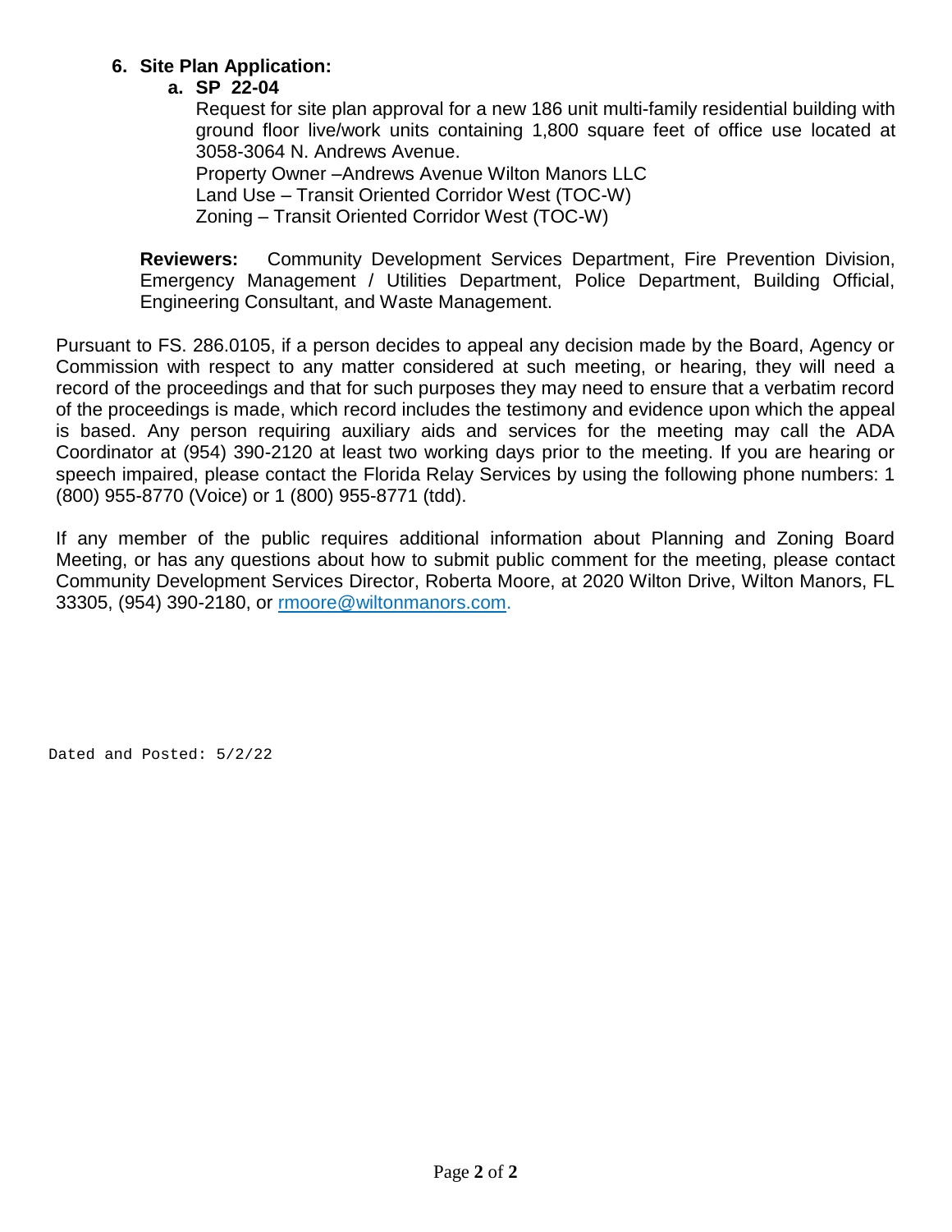6. **Site Plan Application:**
   a. **SP 22-04**
      Request for site plan approval for a new 186 unit multi-family residential building with ground floor live/work units containing 1,800 square feet of office use located at 3058-3064 N. Andrews Avenue.
      Property Owner –Andrews Avenue Wilton Manors LLC
      Land Use – Transit Oriented Corridor West (TOC-W)
      Zoning – Transit Oriented Corridor West (TOC-W)

   **Reviewers:** Community Development Services Department, Fire Prevention Division, Emergency Management / Utilities Department, Police Department, Building Official, Engineering Consultant, and Waste Management.

Pursuant to FS. 286.0105, if a person decides to appeal any decision made by the Board, Agency or Commission with respect to any matter considered at such meeting, or hearing, they will need a record of the proceedings and that for such purposes they may need to ensure that a verbatim record of the proceedings is made, which record includes the testimony and evidence upon which the appeal is based. Any person requiring auxiliary aids and services for the meeting may call the ADA Coordinator at (954) 390-2120 at least two working days prior to the meeting. If you are hearing or speech impaired, please contact the Florida Relay Services by using the following phone numbers: 1 (800) 955-8770 (Voice) or 1 (800) 955-8771 (tdd).

If any member of the public requires additional information about Planning and Zoning Board Meeting, or has any questions about how to submit public comment for the meeting, please contact Community Development Services Director, Roberta Moore, at 2020 Wilton Drive, Wilton Manors, FL 33305, (954) 390-2180, or rmoore@wiltonmanors.com.

Dated and Posted: 5/2/22